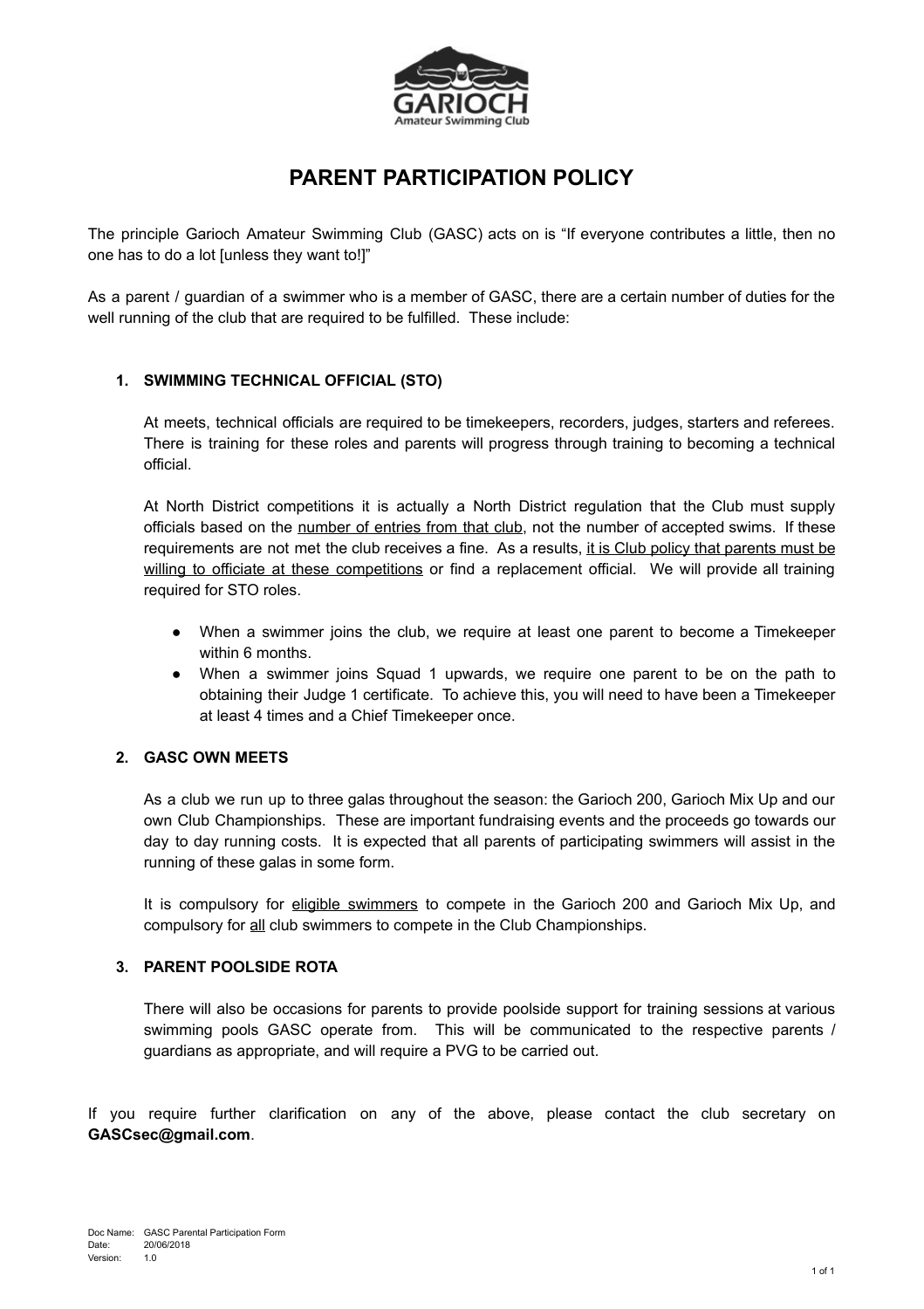# PARENT PARTICIPATION POLICY

The principle Garioch Amateur Swimming Club (GASC) acts on is "If everyone contributes a little, then no one has to do a lot [unless they want to!]"

As a parent / guardian of a swimmer who is a member of GASC, there are a certain number of duties for the well running of the club that are required to be fulfilled. These include:

## 1. SWIMMING TECHNICAL OFFICIAL (STO)

At meets, technical officials are required to be timekeepers, recorders, judges, starters and referees. There is training for these roles and parents will progress through training to becoming a technical official.

At North District competitions it is actually a North District regulation that the Club must supply officials based on the <u>number of entries from that club</u>, not the number of accepted swims. If these requirements are not met the club receives a fine. As a results, <u>it is Club policy that parents must be willing to officiate at these competitions</u> or find a replacement official. We will provide all training required for STO roles.

- When a swimmer joins the club, we require at least one parent to become a Timekeeper within 6 months.
- When a swimmer joins Squad 1 upwards, we require one parent to be on the path to obtaining their Judge 1 certificate. To achieve this, you will need to have been a Timekeeper at least 4 times and a Chief Timekeeper once.

## 2. GASC OWN MEETS

As a club we run up to three galas throughout the season: the Garioch 200, Garioch Mix Up and our own Club Championships. These are important fundraising events and the proceeds go towards our day to day running costs. It is expected that all parents of participating swimmers will assist in the running of these galas in some form.

It is compulsory for <u>eligible swimmers</u> to compete in the Garioch 200 and Garioch Mix Up, and compulsory for <u>all</u> club swimmers to compete in the Club Championships.

## 3. PARENT POOLSIDE ROTA

There will also be occasions for parents to provide poolside support for training sessions at various swimming pools GASC operate from. This will be communicated to the respective parents / guardians as appropriate, and will require a PVG to be carried out.

If you require further clarification on any of the above, please contact the club secretary on **GASCsec@gmail.com**.

Doc Name: GASC Parental Participation Form
Date: 20/06/2018
Version: 1.0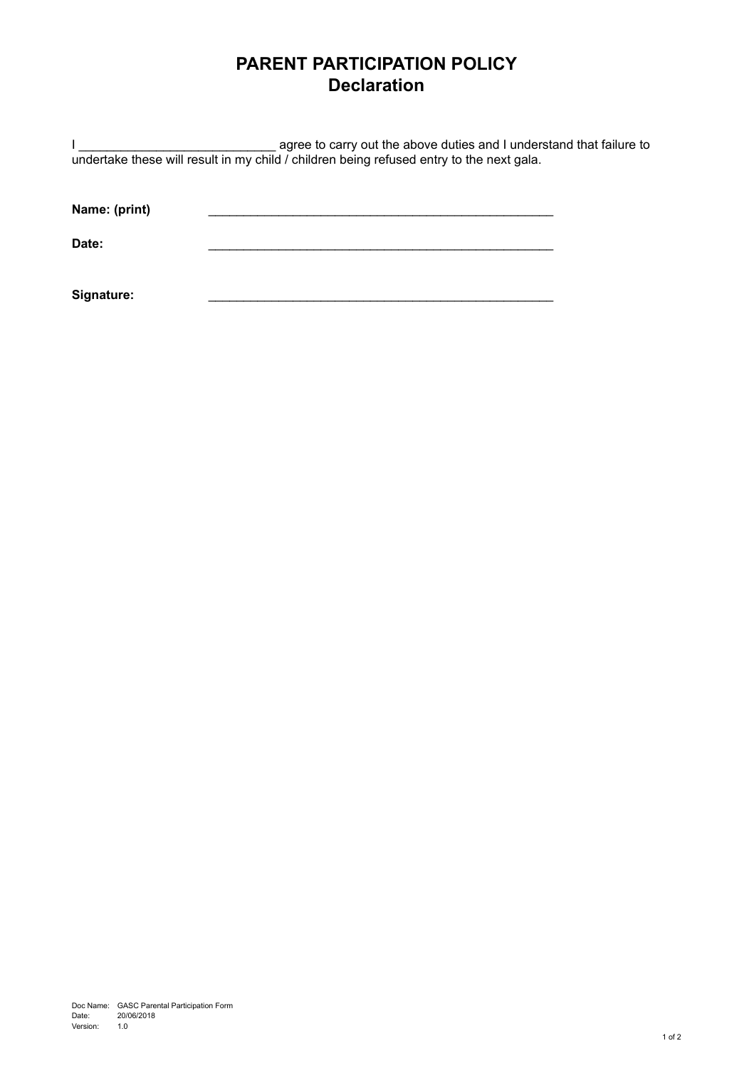# PARENT PARTICIPATION POLICY
## Declaration

I ____________________________ agree to carry out the above duties and I understand that failure to undertake these will result in my child / children being refused entry to the next gala.

**Name: (print)** ___________________________________________________

**Date:** ___________________________________________________

**Signature:** ___________________________________________________

Doc Name: GASC Parental Participation Form
Date: 20/06/2018
Version: 1.0